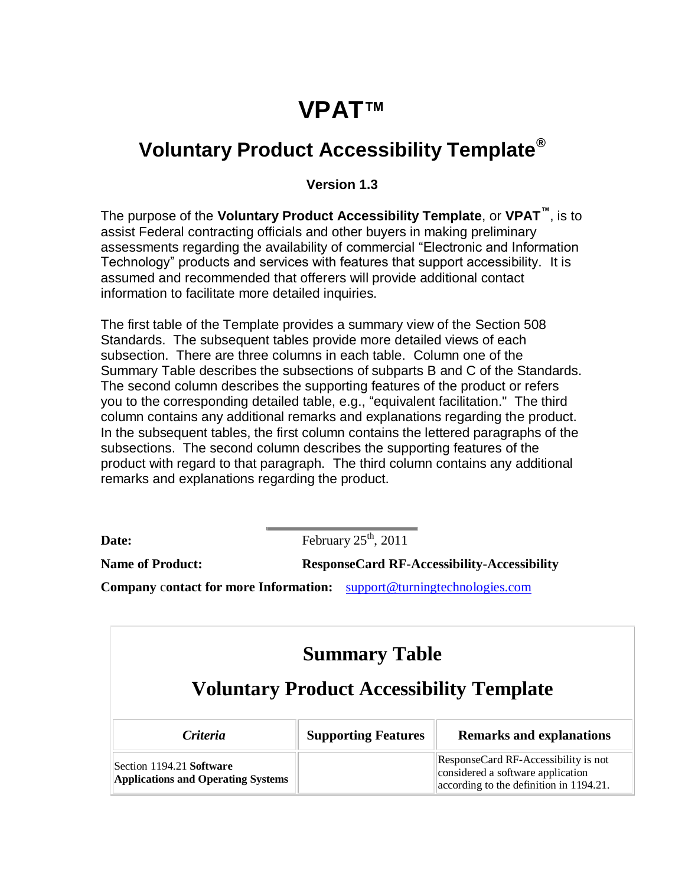# VPAT™

## Voluntary Product Accessibility Template®

**Version 1.3**

The purpose of the **Voluntary Product Accessibility Template**, or **VPAT™**, is to assist Federal contracting officials and other buyers in making preliminary assessments regarding the availability of commercial "Electronic and Information Technology" products and services with features that support accessibility. It is assumed and recommended that offerers will provide additional contact information to facilitate more detailed inquiries.

The first table of the Template provides a summary view of the Section 508 Standards. The subsequent tables provide more detailed views of each subsection. There are three columns in each table. Column one of the Summary Table describes the subsections of subparts B and C of the Standards. The second column describes the supporting features of the product or refers you to the corresponding detailed table, e.g., "equivalent facilitation." The third column contains any additional remarks and explanations regarding the product. In the subsequent tables, the first column contains the lettered paragraphs of the subsections. The second column describes the supporting features of the product with regard to that paragraph. The third column contains any additional remarks and explanations regarding the product.

**Date:** February 25th, 2011

**Name of Product:** **ResponseCard RF-Accessibility-Accessibility**

**Company contact for more Information:** support@turningtechnologies.com

## Summary Table

## Voluntary Product Accessibility Template

| *Criteria* | Supporting Features | Remarks and explanations |
| --- | --- | --- |
| Section 1194.21 **Software Applications and Operating Systems** | | ResponseCard RF-Accessibility is not considered a software application according to the definition in 1194.21. |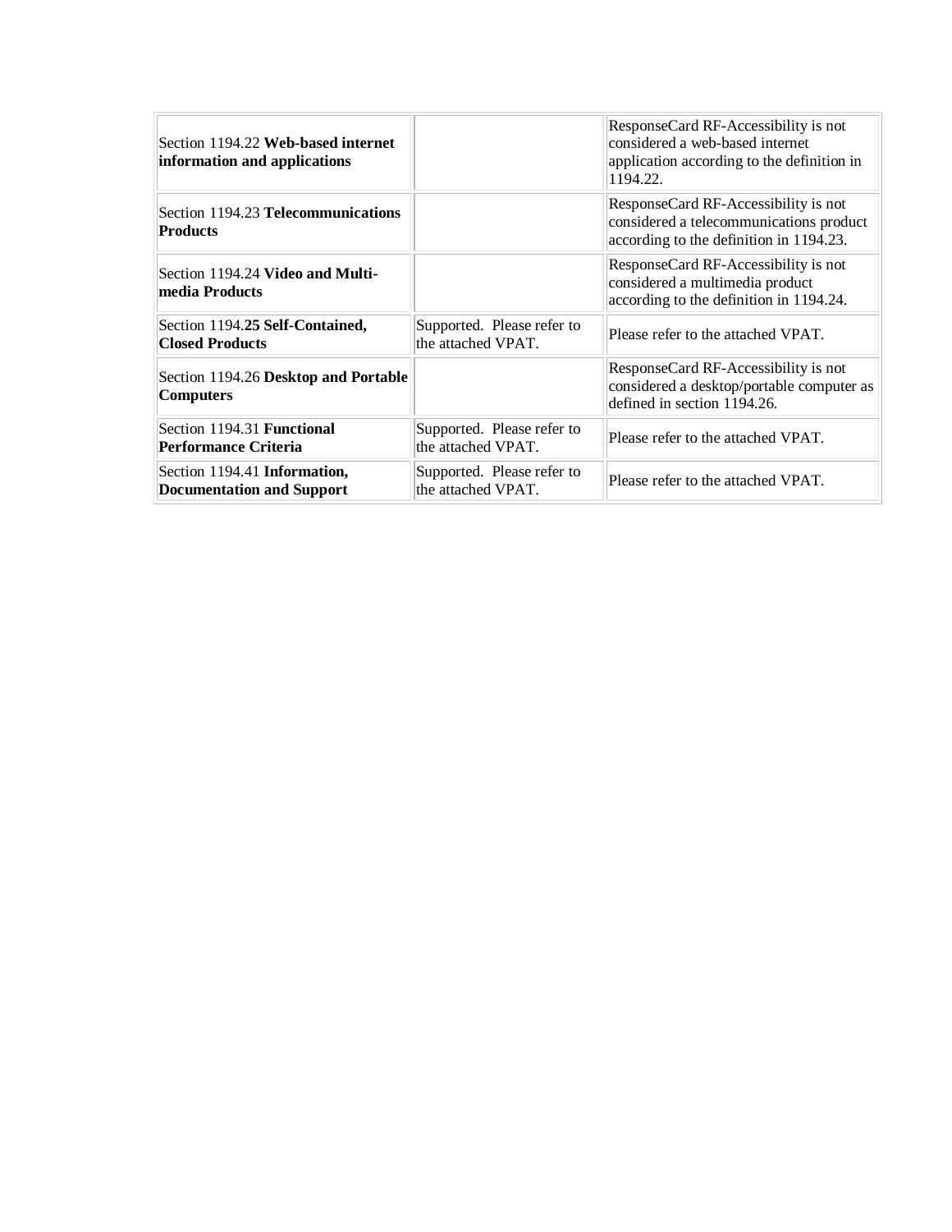| | | |
|---|---|---|
| Section 1194.22 **Web-based internet information and applications** | | ResponseCard RF-Accessibility is not considered a web-based internet application according to the definition in 1194.22. |
| Section 1194.23 **Telecommunications Products** | | ResponseCard RF-Accessibility is not considered a telecommunications product according to the definition in 1194.23. |
| Section 1194.24 **Video and Multi-media Products** | | ResponseCard RF-Accessibility is not considered a multimedia product according to the definition in 1194.24. |
| Section 1194.**25 Self-Contained, Closed Products** | Supported. Please refer to the attached VPAT. | Please refer to the attached VPAT. |
| Section 1194.26 **Desktop and Portable Computers** | | ResponseCard RF-Accessibility is not considered a desktop/portable computer as defined in section 1194.26. |
| Section 1194.31 **Functional Performance Criteria** | Supported. Please refer to the attached VPAT. | Please refer to the attached VPAT. |
| Section 1194.41 **Information, Documentation and Support** | Supported. Please refer to the attached VPAT. | Please refer to the attached VPAT. |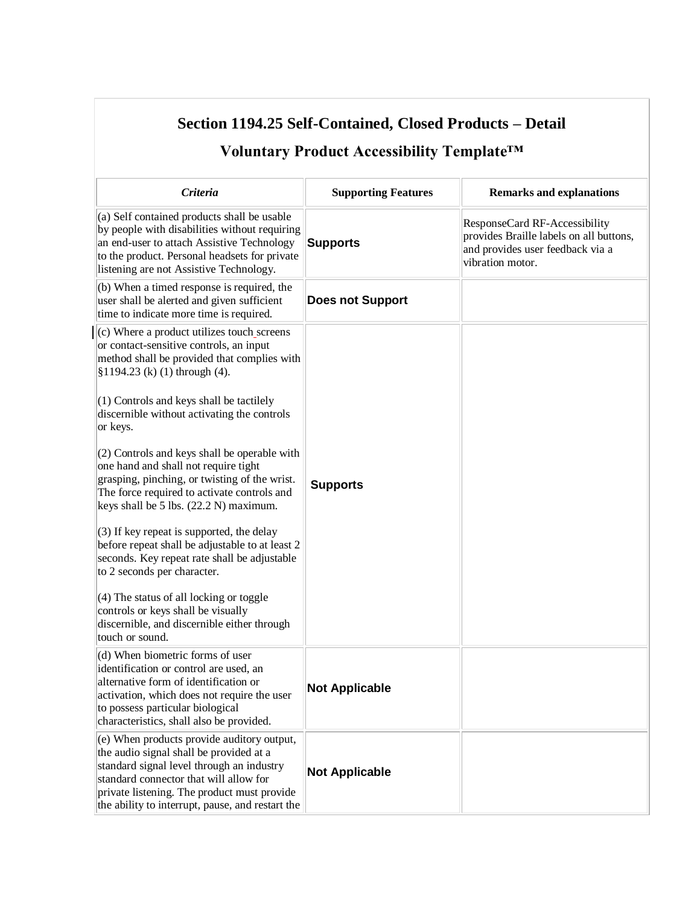## Section 1194.25 Self-Contained, Closed Products – Detail

### Voluntary Product Accessibility Template™

| *Criteria* | Supporting Features | Remarks and explanations |
|---|---|---|
| (a) Self contained products shall be usable by people with disabilities without requiring an end-user to attach Assistive Technology to the product. Personal headsets for private listening are not Assistive Technology. | **Supports** | ResponseCard RF-Accessibility provides Braille labels on all buttons, and provides user feedback via a vibration motor. |
| (b) When a timed response is required, the user shall be alerted and given sufficient time to indicate more time is required. | **Does not Support** | |
| (c) Where a product utilizes touch screens or contact-sensitive controls, an input method shall be provided that complies with §1194.23 (k) (1) through (4).<br><br>(1) Controls and keys shall be tactilely discernible without activating the controls or keys.<br><br>(2) Controls and keys shall be operable with one hand and shall not require tight grasping, pinching, or twisting of the wrist. The force required to activate controls and keys shall be 5 lbs. (22.2 N) maximum.<br><br>(3) If key repeat is supported, the delay before repeat shall be adjustable to at least 2 seconds. Key repeat rate shall be adjustable to 2 seconds per character.<br><br>(4) The status of all locking or toggle controls or keys shall be visually discernible, and discernible either through touch or sound. | **Supports** | |
| (d) When biometric forms of user identification or control are used, an alternative form of identification or activation, which does not require the user to possess particular biological characteristics, shall also be provided. | **Not Applicable** | |
| (e) When products provide auditory output, the audio signal shall be provided at a standard signal level through an industry standard connector that will allow for private listening. The product must provide the ability to interrupt, pause, and restart the | **Not Applicable** | |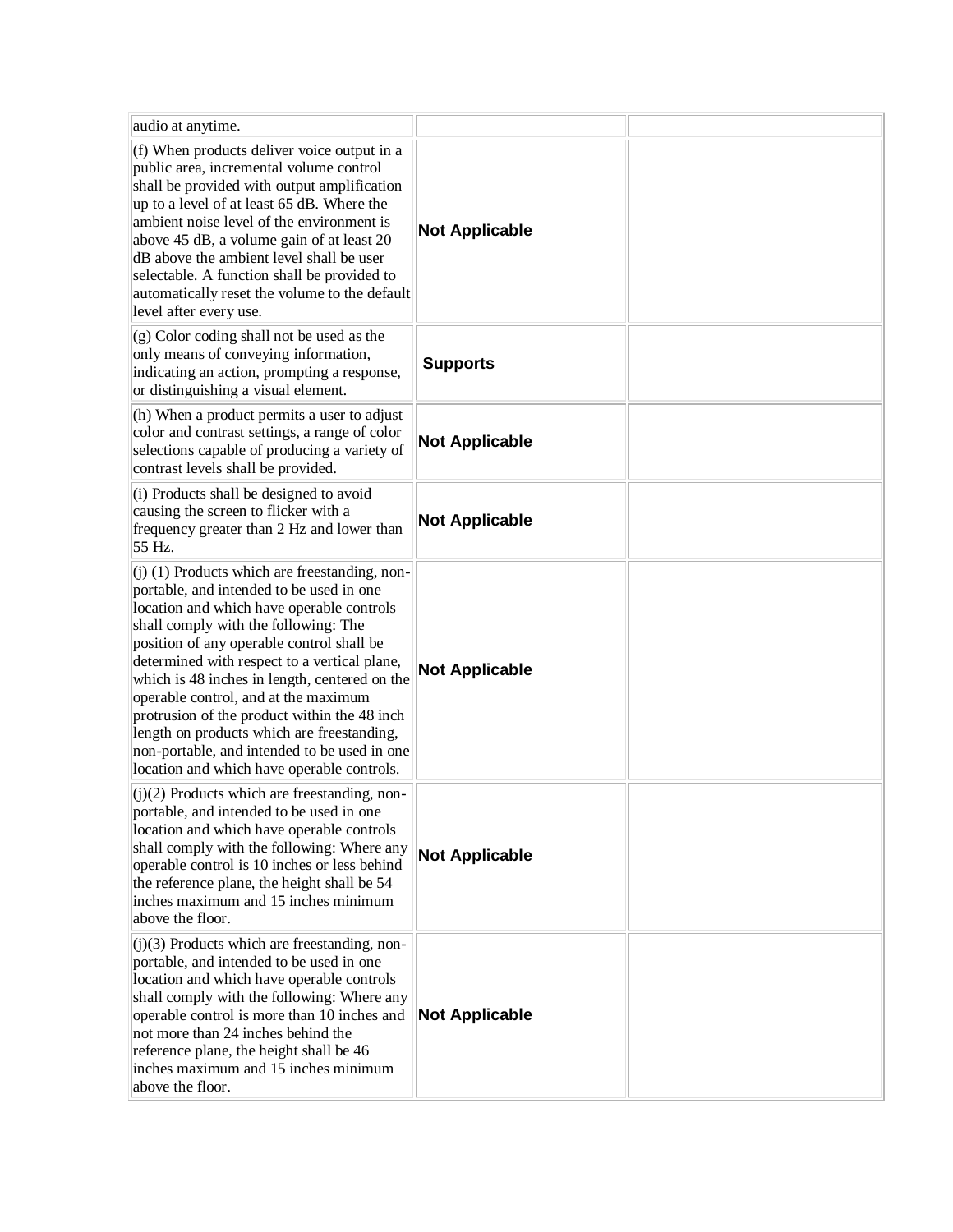| | | |
|---|---|---|
| audio at anytime. | | |
| (f) When products deliver voice output in a public area, incremental volume control shall be provided with output amplification up to a level of at least 65 dB. Where the ambient noise level of the environment is above 45 dB, a volume gain of at least 20 dB above the ambient level shall be user selectable. A function shall be provided to automatically reset the volume to the default level after every use. | **Not Applicable** | |
| (g) Color coding shall not be used as the only means of conveying information, indicating an action, prompting a response, or distinguishing a visual element. | **Supports** | |
| (h) When a product permits a user to adjust color and contrast settings, a range of color selections capable of producing a variety of contrast levels shall be provided. | **Not Applicable** | |
| (i) Products shall be designed to avoid causing the screen to flicker with a frequency greater than 2 Hz and lower than 55 Hz. | **Not Applicable** | |
| (j) (1) Products which are freestanding, non-portable, and intended to be used in one location and which have operable controls shall comply with the following: The position of any operable control shall be determined with respect to a vertical plane, which is 48 inches in length, centered on the operable control, and at the maximum protrusion of the product within the 48 inch length on products which are freestanding, non-portable, and intended to be used in one location and which have operable controls. | **Not Applicable** | |
| (j)(2) Products which are freestanding, non-portable, and intended to be used in one location and which have operable controls shall comply with the following: Where any operable control is 10 inches or less behind the reference plane, the height shall be 54 inches maximum and 15 inches minimum above the floor. | **Not Applicable** | |
| (j)(3) Products which are freestanding, non-portable, and intended to be used in one location and which have operable controls shall comply with the following: Where any operable control is more than 10 inches and not more than 24 inches behind the reference plane, the height shall be 46 inches maximum and 15 inches minimum above the floor. | **Not Applicable** | |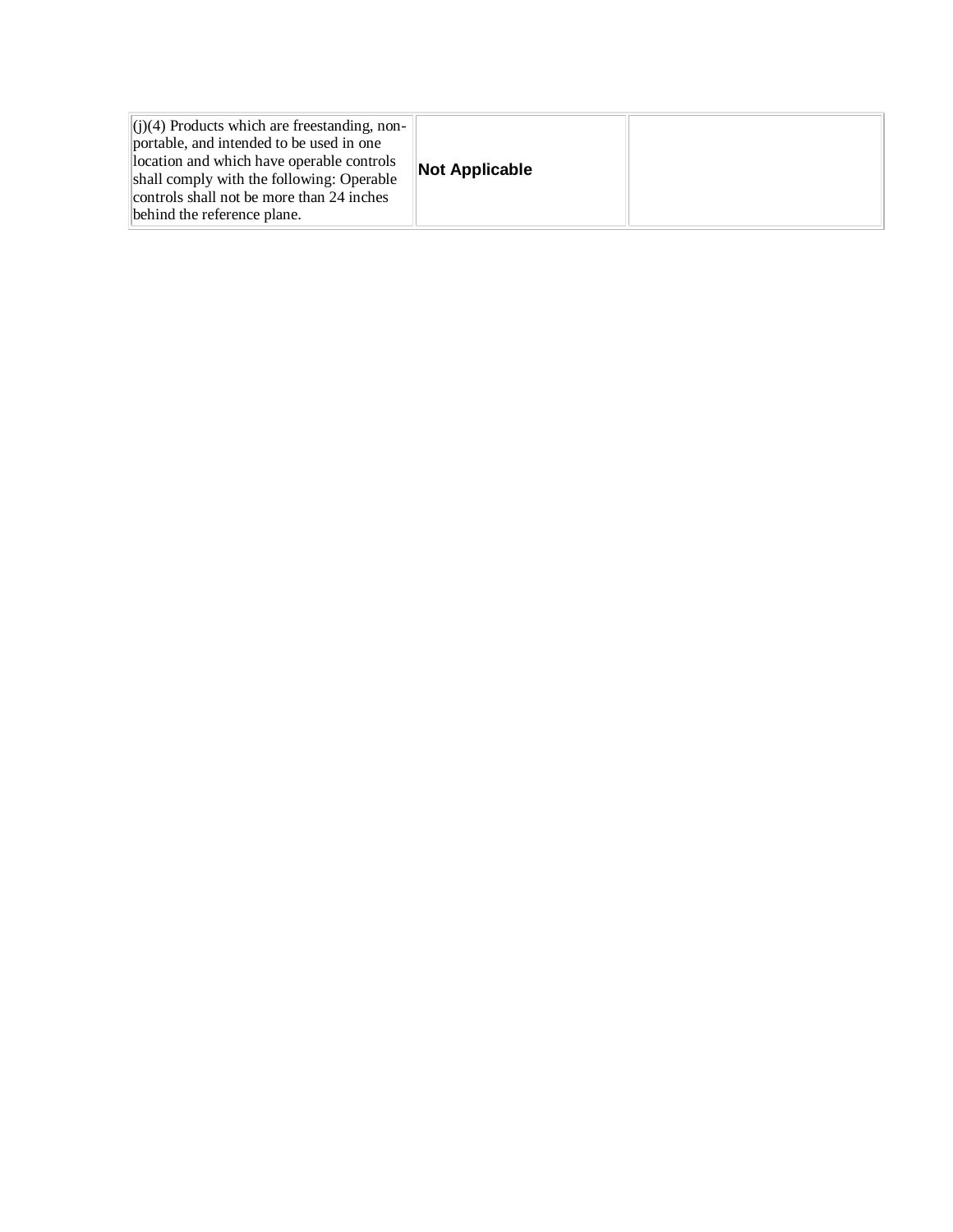| | | |
|---|---|---|
| (j)(4) Products which are freestanding, non-portable, and intended to be used in one location and which have operable controls shall comply with the following: Operable controls shall not be more than 24 inches behind the reference plane. | **Not Applicable** | |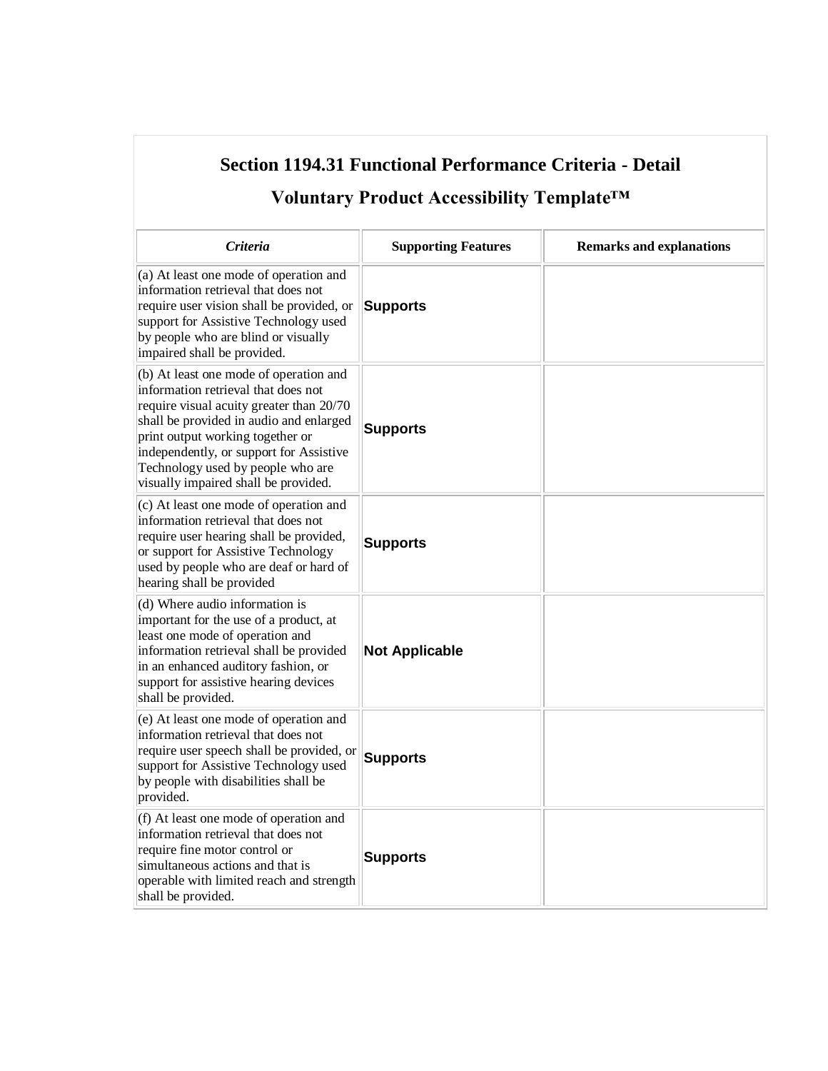## Section 1194.31 Functional Performance Criteria - Detail

## Voluntary Product Accessibility Template™

| *Criteria* | Supporting Features | Remarks and explanations |
|---|---|---|
| (a) At least one mode of operation and information retrieval that does not require user vision shall be provided, or support for Assistive Technology used by people who are blind or visually impaired shall be provided. | **Supports** | |
| (b) At least one mode of operation and information retrieval that does not require visual acuity greater than 20/70 shall be provided in audio and enlarged print output working together or independently, or support for Assistive Technology used by people who are visually impaired shall be provided. | **Supports** | |
| (c) At least one mode of operation and information retrieval that does not require user hearing shall be provided, or support for Assistive Technology used by people who are deaf or hard of hearing shall be provided | **Supports** | |
| (d) Where audio information is important for the use of a product, at least one mode of operation and information retrieval shall be provided in an enhanced auditory fashion, or support for assistive hearing devices shall be provided. | **Not Applicable** | |
| (e) At least one mode of operation and information retrieval that does not require user speech shall be provided, or support for Assistive Technology used by people with disabilities shall be provided. | **Supports** | |
| (f) At least one mode of operation and information retrieval that does not require fine motor control or simultaneous actions and that is operable with limited reach and strength shall be provided. | **Supports** | |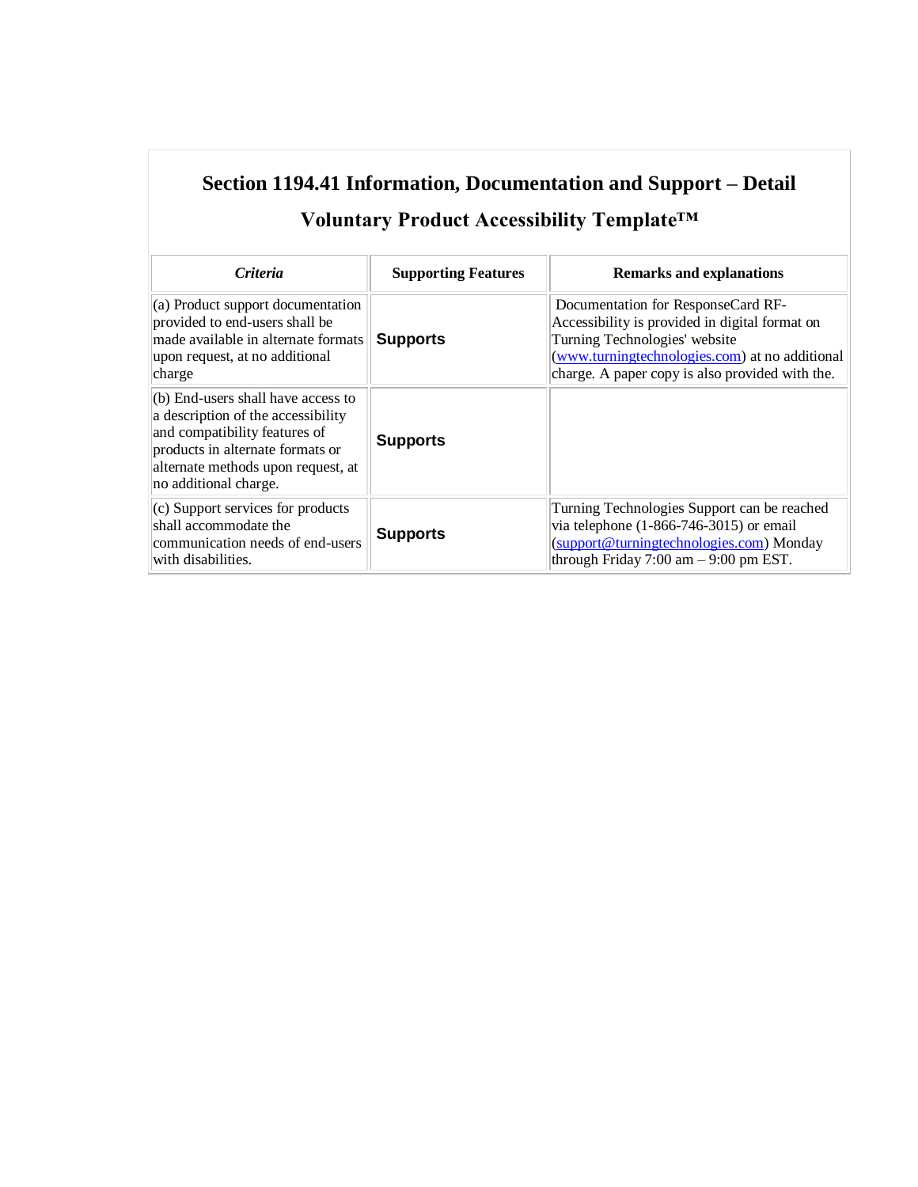## Section 1194.41 Information, Documentation and Support – Detail

## Voluntary Product Accessibility Template™

| *Criteria* | Supporting Features | Remarks and explanations |
|---|---|---|
| (a) Product support documentation provided to end-users shall be made available in alternate formats upon request, at no additional charge | **Supports** | Documentation for ResponseCard RF-Accessibility is provided in digital format on Turning Technologies' website (www.turningtechnologies.com) at no additional charge. A paper copy is also provided with the. |
| (b) End-users shall have access to a description of the accessibility and compatibility features of products in alternate formats or alternate methods upon request, at no additional charge. | **Supports** | |
| (c) Support services for products shall accommodate the communication needs of end-users with disabilities. | **Supports** | Turning Technologies Support can be reached via telephone (1-866-746-3015) or email (support@turningtechnologies.com) Monday through Friday 7:00 am – 9:00 pm EST. |